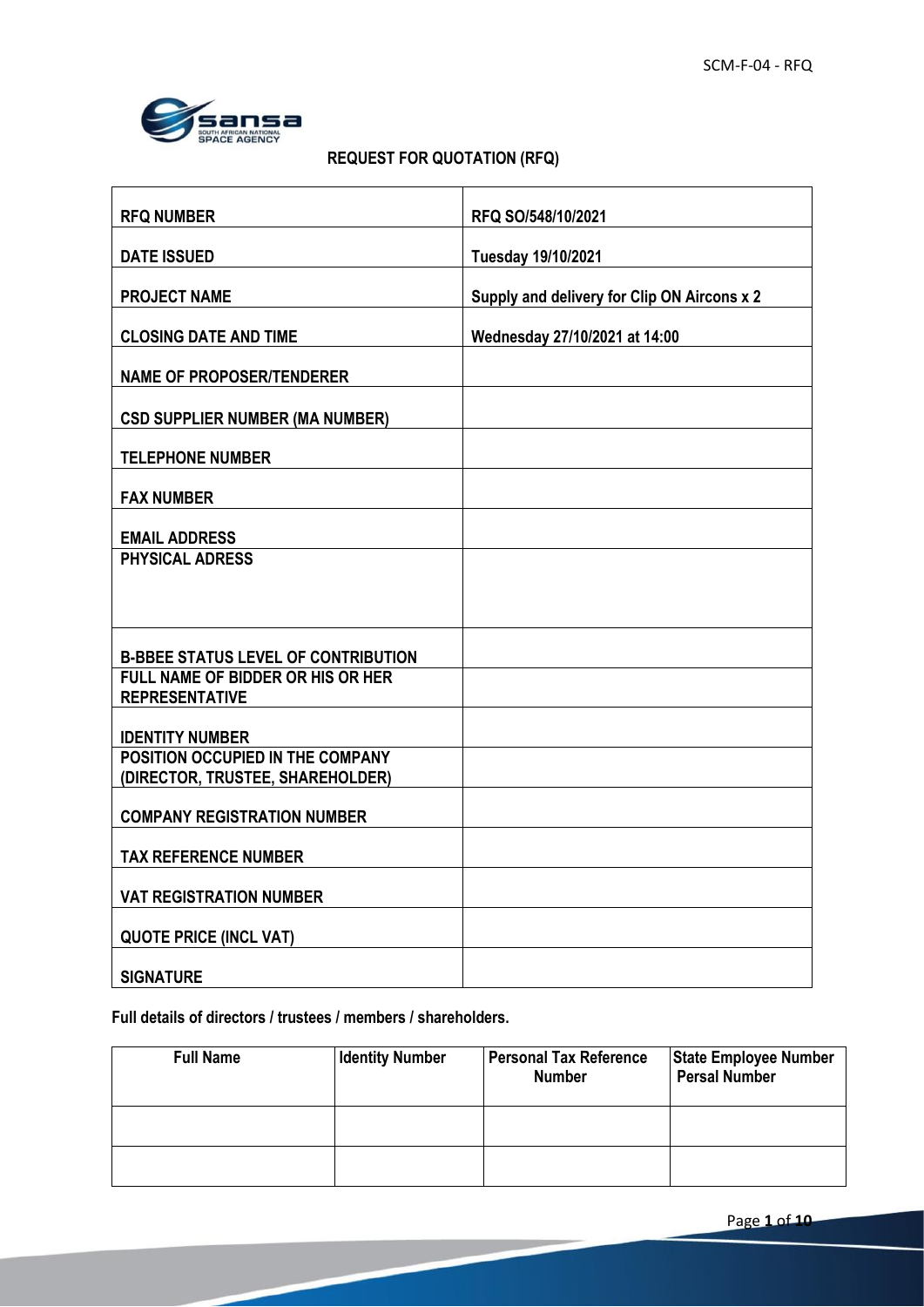# REQUEST FOR QUOTATION (RFQ)

| | |
|---|---|
| **RFQ NUMBER** | **RFQ SO/548/10/2021** |
| **DATE ISSUED** | **Tuesday 19/10/2021** |
| **PROJECT NAME** | **Supply and delivery for Clip ON Aircons x 2** |
| **CLOSING DATE AND TIME** | **Wednesday 27/10/2021 at 14:00** |
| **NAME OF PROPOSER/TENDERER** | |
| **CSD SUPPLIER NUMBER (MA NUMBER)** | |
| **TELEPHONE NUMBER** | |
| **FAX NUMBER** | |
| **EMAIL ADDRESS** | |
| **PHYSICAL ADRESS** | |
| **B-BBEE STATUS LEVEL OF CONTRIBUTION** | |
| **FULL NAME OF BIDDER OR HIS OR HER REPRESENTATIVE** | |
| **IDENTITY NUMBER** | |
| **POSITION OCCUPIED IN THE COMPANY (DIRECTOR, TRUSTEE, SHAREHOLDER)** | |
| **COMPANY REGISTRATION NUMBER** | |
| **TAX REFERENCE NUMBER** | |
| **VAT REGISTRATION NUMBER** | |
| **QUOTE PRICE (INCL VAT)** | |
| **SIGNATURE** | |

**Full details of directors / trustees / members / shareholders.**

| Full Name | Identity Number | Personal Tax Reference Number | State Employee Number Persal Number |
|---|---|---|---|
| | | | |
| | | | |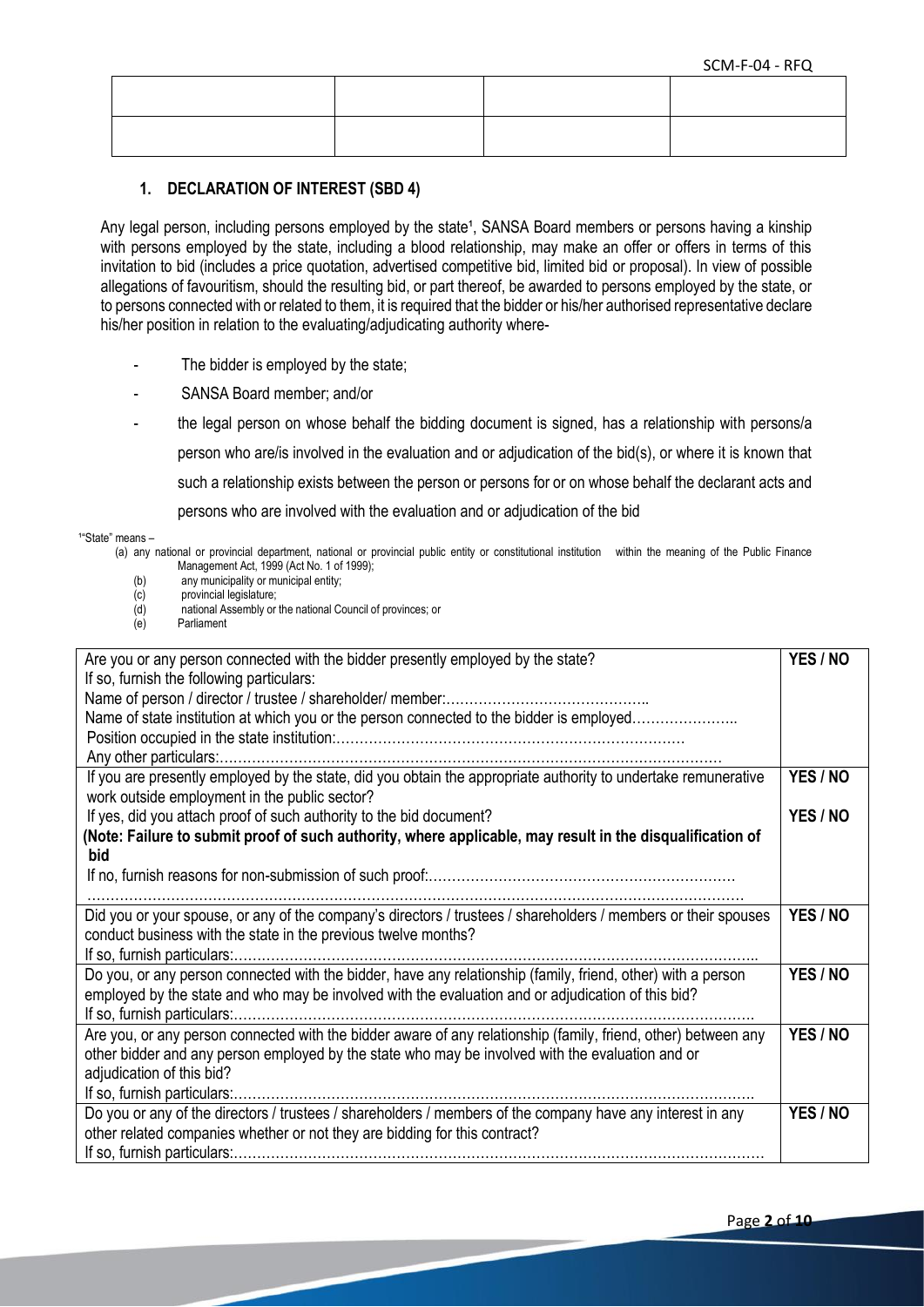|  |  |  |  |
| --- | --- | --- | --- |
|  |  |  |  |
|  |  |  |  |

## 1. DECLARATION OF INTEREST (SBD 4)

Any legal person, including persons employed by the state[1], SANSA Board members or persons having a kinship with persons employed by the state, including a blood relationship, may make an offer or offers in terms of this invitation to bid (includes a price quotation, advertised competitive bid, limited bid or proposal). In view of possible allegations of favouritism, should the resulting bid, or part thereof, be awarded to persons employed by the state, or to persons connected with or related to them, it is required that the bidder or his/her authorised representative declare his/her position in relation to the evaluating/adjudicating authority where-

- The bidder is employed by the state;
- SANSA Board member; and/or
- the legal person on whose behalf the bidding document is signed, has a relationship with persons/a person who are/is involved in the evaluation and or adjudication of the bid(s), or where it is known that such a relationship exists between the person or persons for or on whose behalf the declarant acts and persons who are involved with the evaluation and or adjudication of the bid

[1]"State" means –
(a) any national or provincial department, national or provincial public entity or constitutional institution within the meaning of the Public Finance Management Act, 1999 (Act No. 1 of 1999);
(b) any municipality or municipal entity;
(c) provincial legislature;
(d) national Assembly or the national Council of provinces; or
(e) Parliament

| | |
| --- | --- |
| Are you or any person connected with the bidder presently employed by the state?<br>If so, furnish the following particulars:<br>Name of person / director / trustee / shareholder/ member:……………………………………..<br>Name of state institution at which you or the person connected to the bidder is employed…………………..<br>Position occupied in the state institution:……………………………………………………………………<br>Any other particulars:……………………………………………………………………………………………… | **YES / NO** |
| If you are presently employed by the state, did you obtain the appropriate authority to undertake remunerative work outside employment in the public sector?<br>If yes, did you attach proof of such authority to the bid document?<br>**(Note: Failure to submit proof of such authority, where applicable, may result in the disqualification of bid**<br>If no, furnish reasons for non-submission of such proof:…………………………………………………………<br>……………………………………………………………………………………………………………………… | **YES / NO**<br><br>**YES / NO** |
| Did you or your spouse, or any of the company's directors / trustees / shareholders / members or their spouses conduct business with the state in the previous twelve months?<br>If so, furnish particulars:………………………………………………………………………………………………….. | **YES / NO** |
| Do you, or any person connected with the bidder, have any relationship (family, friend, other) with a person employed by the state and who may be involved with the evaluation and or adjudication of this bid?<br>If so, furnish particulars:…………………………………………………………………………………………………. | **YES / NO** |
| Are you, or any person connected with the bidder aware of any relationship (family, friend, other) between any other bidder and any person employed by the state who may be involved with the evaluation and or adjudication of this bid?<br>If so, furnish particulars:…………………………………………………………………………………………………. | **YES / NO** |
| Do you or any of the directors / trustees / shareholders / members of the company have any interest in any other related companies whether or not they are bidding for this contract?<br>If so, furnish particulars:………………………………………………………………………………………………… | **YES / NO** |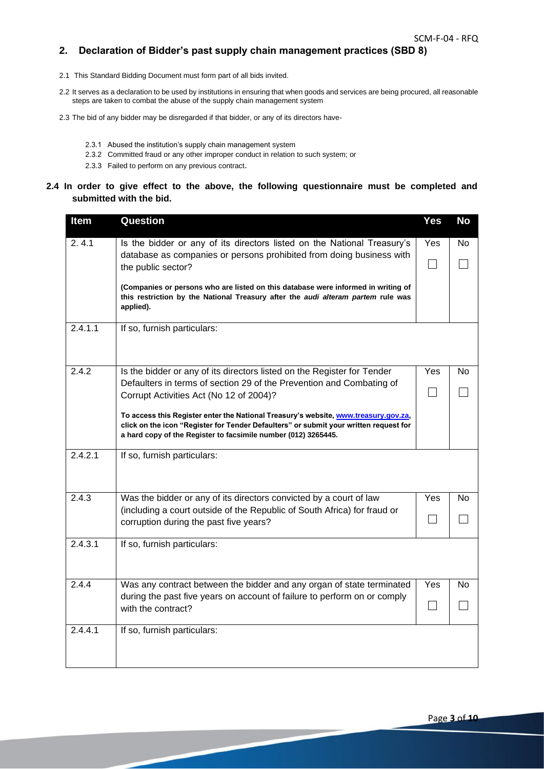## 2. Declaration of Bidder's past supply chain management practices (SBD 8)

2.1 This Standard Bidding Document must form part of all bids invited.

2.2 It serves as a declaration to be used by institutions in ensuring that when goods and services are being procured, all reasonable steps are taken to combat the abuse of the supply chain management system

2.3 The bid of any bidder may be disregarded if that bidder, or any of its directors have-

- 2.3.1 Abused the institution's supply chain management system
- 2.3.2 Committed fraud or any other improper conduct in relation to such system; or
- 2.3.3 Failed to perform on any previous contract.

**2.4 In order to give effect to the above, the following questionnaire must be completed and submitted with the bid.**

| Item | Question | Yes | No |
|---|---|---|---|
| 2. 4.1 | Is the bidder or any of its directors listed on the National Treasury's database as companies or persons prohibited from doing business with the public sector? **(Companies or persons who are listed on this database were informed in writing of this restriction by the National Treasury after the *audi alteram partem* rule was applied).** | Yes ☐ | No ☐ |
| 2.4.1.1 | If so, furnish particulars: | | |
| 2.4.2 | Is the bidder or any of its directors listed on the Register for Tender Defaulters in terms of section 29 of the Prevention and Combating of Corrupt Activities Act (No 12 of 2004)? **To access this Register enter the National Treasury's website, www.treasury.gov.za, click on the icon "Register for Tender Defaulters" or submit your written request for a hard copy of the Register to facsimile number (012) 3265445.** | Yes ☐ | No ☐ |
| 2.4.2.1 | If so, furnish particulars: | | |
| 2.4.3 | Was the bidder or any of its directors convicted by a court of law (including a court outside of the Republic of South Africa) for fraud or corruption during the past five years? | Yes ☐ | No ☐ |
| 2.4.3.1 | If so, furnish particulars: | | |
| 2.4.4 | Was any contract between the bidder and any organ of state terminated during the past five years on account of failure to perform on or comply with the contract? | Yes ☐ | No ☐ |
| 2.4.4.1 | If so, furnish particulars: | | |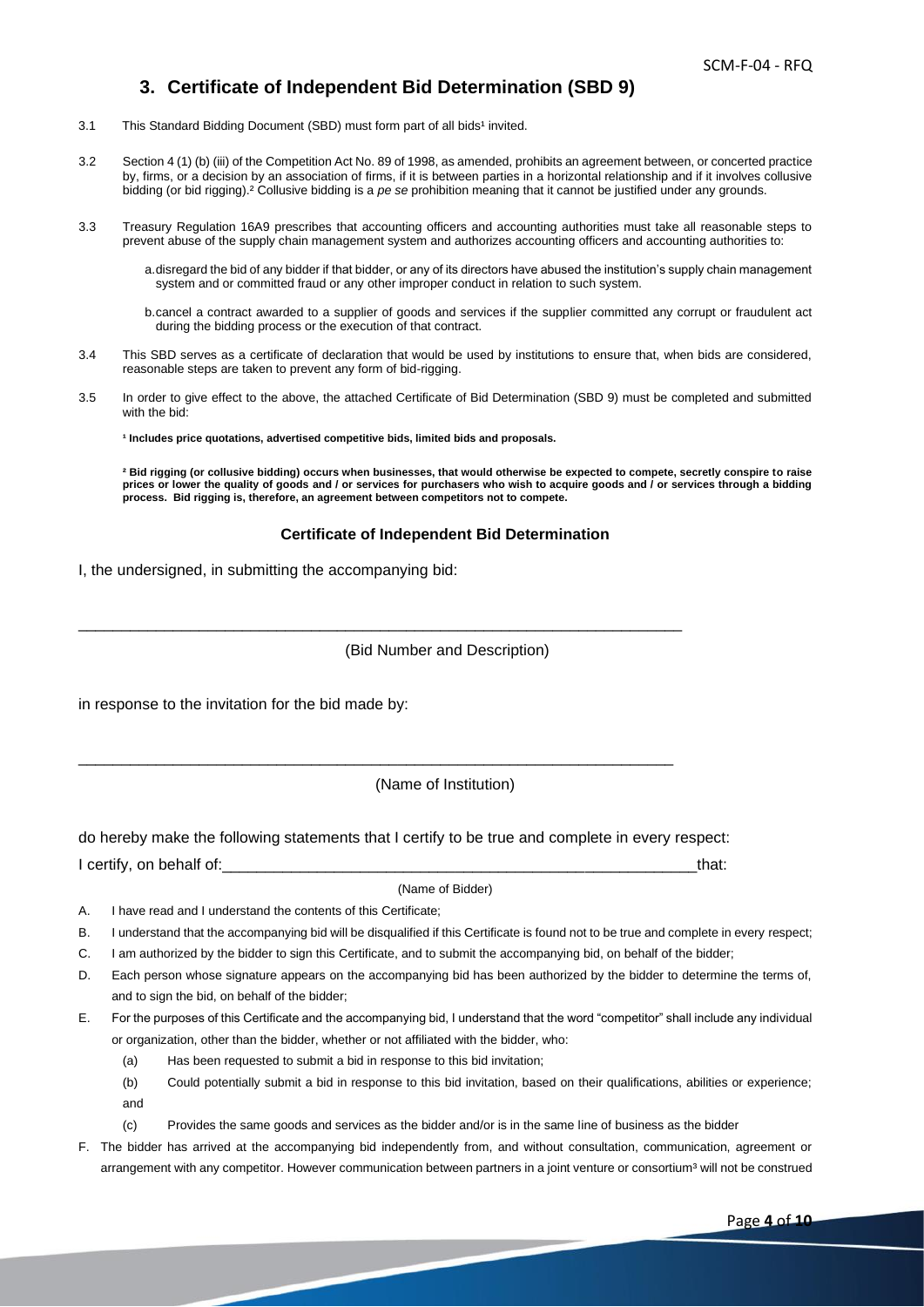## 3. Certificate of Independent Bid Determination (SBD 9)

3.1 This Standard Bidding Document (SBD) must form part of all bids[1] invited.

3.2 Section 4 (1) (b) (iii) of the Competition Act No. 89 of 1998, as amended, prohibits an agreement between, or concerted practice by, firms, or a decision by an association of firms, if it is between parties in a horizontal relationship and if it involves collusive bidding (or bid rigging).[2] Collusive bidding is a *pe se* prohibition meaning that it cannot be justified under any grounds.

3.3 Treasury Regulation 16A9 prescribes that accounting officers and accounting authorities must take all reasonable steps to prevent abuse of the supply chain management system and authorizes accounting officers and accounting authorities to:

a. disregard the bid of any bidder if that bidder, or any of its directors have abused the institution's supply chain management system and or committed fraud or any other improper conduct in relation to such system.

b. cancel a contract awarded to a supplier of goods and services if the supplier committed any corrupt or fraudulent act during the bidding process or the execution of that contract.

3.4 This SBD serves as a certificate of declaration that would be used by institutions to ensure that, when bids are considered, reasonable steps are taken to prevent any form of bid-rigging.

3.5 In order to give effect to the above, the attached Certificate of Bid Determination (SBD 9) must be completed and submitted with the bid:

**[1] Includes price quotations, advertised competitive bids, limited bids and proposals.**

**[2] Bid rigging (or collusive bidding) occurs when businesses, that would otherwise be expected to compete, secretly conspire to raise prices or lower the quality of goods and / or services for purchasers who wish to acquire goods and / or services through a bidding process. Bid rigging is, therefore, an agreement between competitors not to compete.**

**Certificate of Independent Bid Determination**

I, the undersigned, in submitting the accompanying bid:

_________________________________________________________________________

(Bid Number and Description)

in response to the invitation for the bid made by:

_________________________________________________________________________

(Name of Institution)

do hereby make the following statements that I certify to be true and complete in every respect:

I certify, on behalf of:_________________________________________________________that:

(Name of Bidder)

A. I have read and I understand the contents of this Certificate;

B. I understand that the accompanying bid will be disqualified if this Certificate is found not to be true and complete in every respect;

C. I am authorized by the bidder to sign this Certificate, and to submit the accompanying bid, on behalf of the bidder;

D. Each person whose signature appears on the accompanying bid has been authorized by the bidder to determine the terms of, and to sign the bid, on behalf of the bidder;

E. For the purposes of this Certificate and the accompanying bid, I understand that the word "competitor" shall include any individual or organization, other than the bidder, whether or not affiliated with the bidder, who:

(a) Has been requested to submit a bid in response to this bid invitation;

(b) Could potentially submit a bid in response to this bid invitation, based on their qualifications, abilities or experience; and

(c) Provides the same goods and services as the bidder and/or is in the same line of business as the bidder

F. The bidder has arrived at the accompanying bid independently from, and without consultation, communication, agreement or arrangement with any competitor. However communication between partners in a joint venture or consortium[3] will not be construed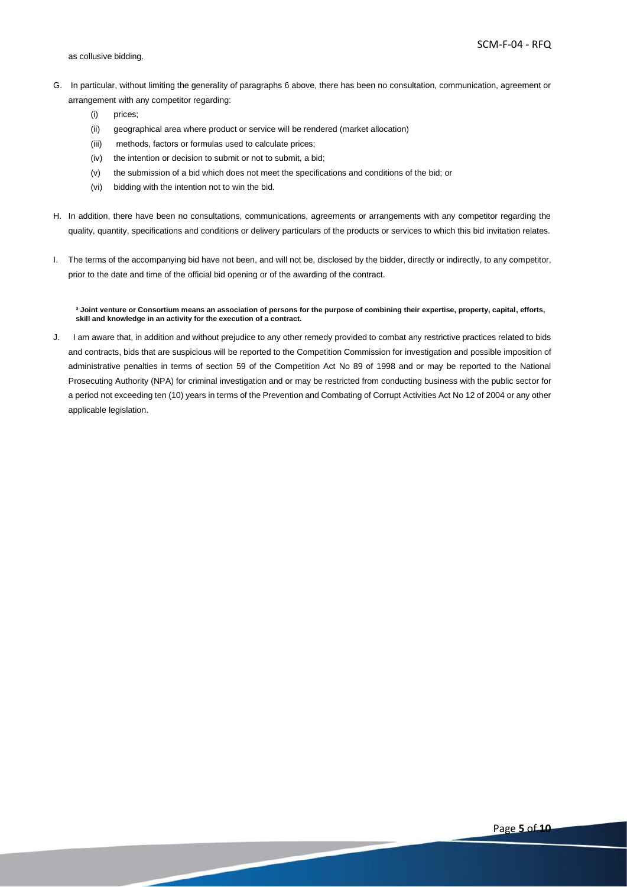as collusive bidding.

G. In particular, without limiting the generality of paragraphs 6 above, there has been no consultation, communication, agreement or arrangement with any competitor regarding:

   (i) prices;

   (ii) geographical area where product or service will be rendered (market allocation)

   (iii) methods, factors or formulas used to calculate prices;

   (iv) the intention or decision to submit or not to submit, a bid;

   (v) the submission of a bid which does not meet the specifications and conditions of the bid; or

   (vi) bidding with the intention not to win the bid.

H. In addition, there have been no consultations, communications, agreements or arrangements with any competitor regarding the quality, quantity, specifications and conditions or delivery particulars of the products or services to which this bid invitation relates.

I. The terms of the accompanying bid have not been, and will not be, disclosed by the bidder, directly or indirectly, to any competitor, prior to the date and time of the official bid opening or of the awarding of the contract.

**[3] Joint venture or Consortium means an association of persons for the purpose of combining their expertise, property, capital, efforts, skill and knowledge in an activity for the execution of a contract.**

J. I am aware that, in addition and without prejudice to any other remedy provided to combat any restrictive practices related to bids and contracts, bids that are suspicious will be reported to the Competition Commission for investigation and possible imposition of administrative penalties in terms of section 59 of the Competition Act No 89 of 1998 and or may be reported to the National Prosecuting Authority (NPA) for criminal investigation and or may be restricted from conducting business with the public sector for a period not exceeding ten (10) years in terms of the Prevention and Combating of Corrupt Activities Act No 12 of 2004 or any other applicable legislation.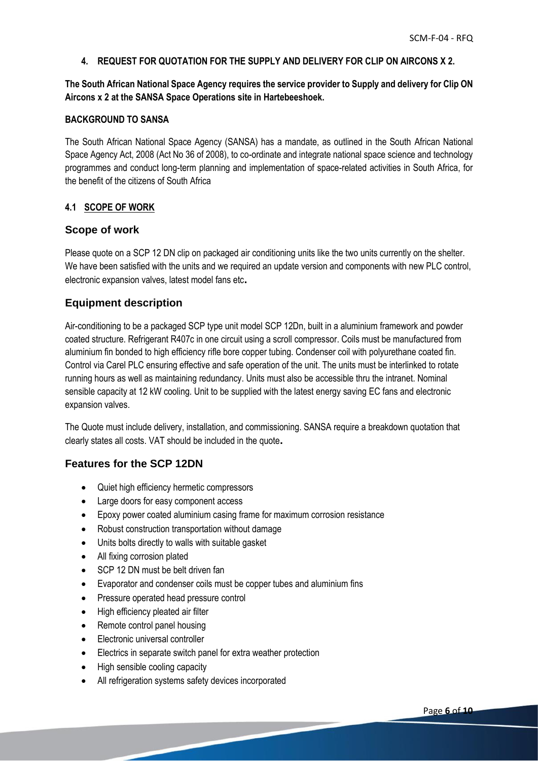**4. REQUEST FOR QUOTATION FOR THE SUPPLY AND DELIVERY FOR CLIP ON AIRCONS X 2.**

**The South African National Space Agency requires the service provider to Supply and delivery for Clip ON Aircons x 2 at the SANSA Space Operations site in Hartebeeshoek.**

**BACKGROUND TO SANSA**

The South African National Space Agency (SANSA) has a mandate, as outlined in the South African National Space Agency Act, 2008 (Act No 36 of 2008), to co-ordinate and integrate national space science and technology programmes and conduct long-term planning and implementation of space-related activities in South Africa, for the benefit of the citizens of South Africa

**4.1 SCOPE OF WORK**

## Scope of work

Please quote on a SCP 12 DN clip on packaged air conditioning units like the two units currently on the shelter. We have been satisfied with the units and we required an update version and components with new PLC control, electronic expansion valves, latest model fans etc**.**

## Equipment description

Air-conditioning to be a packaged SCP type unit model SCP 12Dn, built in a aluminium framework and powder coated structure. Refrigerant R407c in one circuit using a scroll compressor. Coils must be manufactured from aluminium fin bonded to high efficiency rifle bore copper tubing. Condenser coil with polyurethane coated fin. Control via Carel PLC ensuring effective and safe operation of the unit. The units must be interlinked to rotate running hours as well as maintaining redundancy. Units must also be accessible thru the intranet. Nominal sensible capacity at 12 kW cooling. Unit to be supplied with the latest energy saving EC fans and electronic expansion valves.

The Quote must include delivery, installation, and commissioning. SANSA require a breakdown quotation that clearly states all costs. VAT should be included in the quote**.**

## Features for the SCP 12DN

- Quiet high efficiency hermetic compressors
- Large doors for easy component access
- Epoxy power coated aluminium casing frame for maximum corrosion resistance
- Robust construction transportation without damage
- Units bolts directly to walls with suitable gasket
- All fixing corrosion plated
- SCP 12 DN must be belt driven fan
- Evaporator and condenser coils must be copper tubes and aluminium fins
- Pressure operated head pressure control
- High efficiency pleated air filter
- Remote control panel housing
- Electronic universal controller
- Electrics in separate switch panel for extra weather protection
- High sensible cooling capacity
- All refrigeration systems safety devices incorporated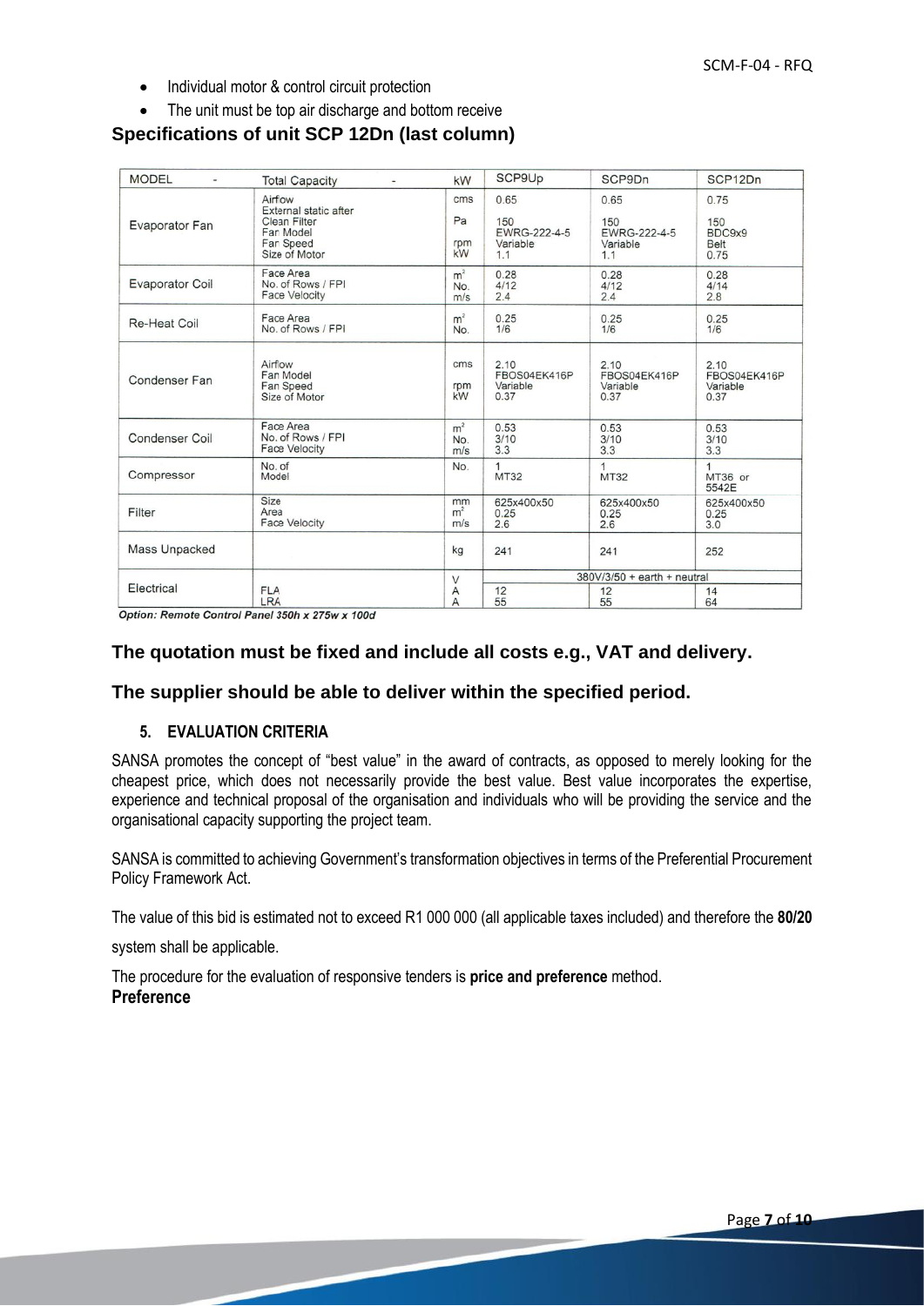- Individual motor & control circuit protection
- The unit must be top air discharge and bottom receive

## Specifications of unit SCP 12Dn (last column)

| MODEL | Total Capacity | kW | SCP9Up | SCP9Dn | SCP12Dn |
|---|---|---|---|---|---|
| Evaporator Fan | Airflow<br>External static after Clean Filter<br>Fan Model<br>Fan Speed<br>Size of Motor | cms<br>Pa<br><br>rpm<br>kW | 0.65<br>150<br>EWRG-222-4-5<br>Variable<br>1.1 | 0.65<br>150<br>EWRG-222-4-5<br>Variable<br>1.1 | 0.75<br>150<br>BDC9x9<br>Belt<br>0.75 |
| Evaporator Coil | Face Area<br>No. of Rows / FPI<br>Face Velocity | $m^2$<br>No.<br>m/s | 0.28<br>4/12<br>2.4 | 0.28<br>4/12<br>2.4 | 0.28<br>4/14<br>2.8 |
| Re-Heat Coil | Face Area<br>No. of Rows / FPI | $m^2$<br>No. | 0.25<br>1/6 | 0.25<br>1/6 | 0.25<br>1/6 |
| Condenser Fan | Airflow<br>Fan Model<br>Fan Speed<br>Size of Motor | cms<br><br>rpm<br>kW | 2.10<br>FBOS04EK416P<br>Variable<br>0.37 | 2.10<br>FBOS04EK416P<br>Variable<br>0.37 | 2.10<br>FBOS04EK416P<br>Variable<br>0.37 |
| Condenser Coil | Face Area<br>No. of Rows / FPI<br>Face Velocity | $m^2$<br>No.<br>m/s | 0.53<br>3/10<br>3.3 | 0.53<br>3/10<br>3.3 | 0.53<br>3/10<br>3.3 |
| Compressor | No. of<br>Model | No. | 1<br>MT32 | 1<br>MT32 | 1<br>MT36 or 5542E |
| Filter | Size<br>Area<br>Face Velocity | mm<br>$m^2$<br>m/s | 625x400x50<br>0.25<br>2.6 | 625x400x50<br>0.25<br>2.6 | 625x400x50<br>0.25<br>3.0 |
| Mass Unpacked | | kg | 241 | 241 | 252 |
| Electrical | | V | 380V/3/50 + earth + neutral | | |
| | FLA<br>LRA | A<br>A | 12<br>55 | 12<br>55 | 14<br>64 |

*Option: Remote Control Panel 350h x 275w x 100d*

**The quotation must be fixed and include all costs e.g., VAT and delivery.**

**The supplier should be able to deliver within the specified period.**

### 5. EVALUATION CRITERIA

SANSA promotes the concept of "best value" in the award of contracts, as opposed to merely looking for the cheapest price, which does not necessarily provide the best value. Best value incorporates the expertise, experience and technical proposal of the organisation and individuals who will be providing the service and the organisational capacity supporting the project team.

SANSA is committed to achieving Government's transformation objectives in terms of the Preferential Procurement Policy Framework Act.

The value of this bid is estimated not to exceed R1 000 000 (all applicable taxes included) and therefore the **80/20** system shall be applicable.

The procedure for the evaluation of responsive tenders is **price and preference** method.

**Preference**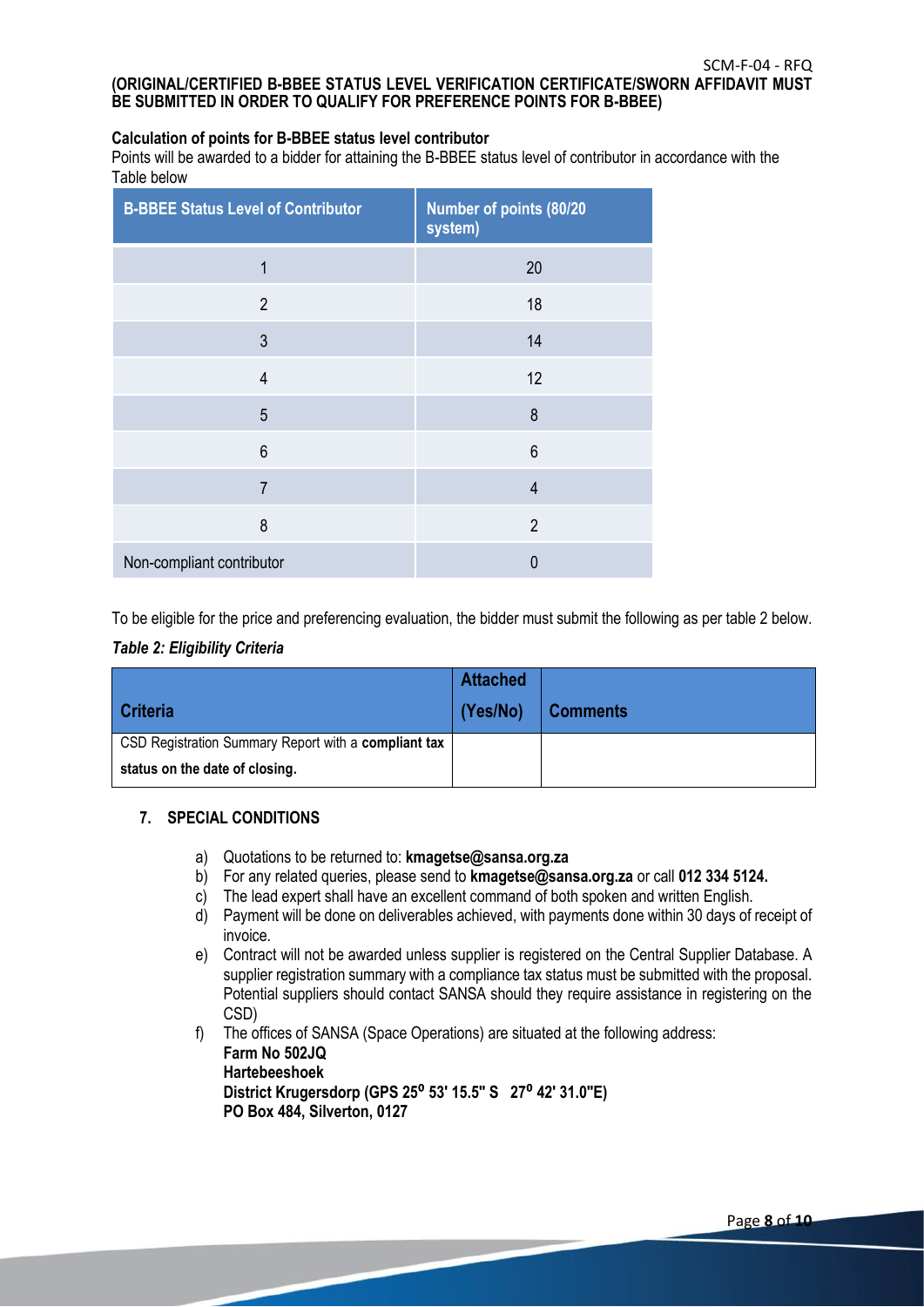**(ORIGINAL/CERTIFIED B-BBEE STATUS LEVEL VERIFICATION CERTIFICATE/SWORN AFFIDAVIT MUST BE SUBMITTED IN ORDER TO QUALIFY FOR PREFERENCE POINTS FOR B-BBEE)**

**Calculation of points for B-BBEE status level contributor**

Points will be awarded to a bidder for attaining the B-BBEE status level of contributor in accordance with the Table below

| B-BBEE Status Level of Contributor | Number of points (80/20 system) |
|---|---|
| 1 | 20 |
| 2 | 18 |
| 3 | 14 |
| 4 | 12 |
| 5 | 8 |
| 6 | 6 |
| 7 | 4 |
| 8 | 2 |
| Non-compliant contributor | 0 |

To be eligible for the price and preferencing evaluation, the bidder must submit the following as per table 2 below.

***Table 2: Eligibility Criteria***

| Criteria | Attached (Yes/No) | Comments |
|---|---|---|
| CSD Registration Summary Report with a **compliant tax status on the date of closing.** | | |

## 7. SPECIAL CONDITIONS

a) Quotations to be returned to: **kmagetse@sansa.org.za**

b) For any related queries, please send to **kmagetse@sansa.org.za** or call **012 334 5124.**

c) The lead expert shall have an excellent command of both spoken and written English.

d) Payment will be done on deliverables achieved, with payments done within 30 days of receipt of invoice.

e) Contract will not be awarded unless supplier is registered on the Central Supplier Database. A supplier registration summary with a compliance tax status must be submitted with the proposal. Potential suppliers should contact SANSA should they require assistance in registering on the CSD)

f) The offices of SANSA (Space Operations) are situated at the following address:
**Farm No 502JQ**
**Hartebeeshoek**
**District Krugersdorp (GPS 25° 53' 15.5" S 27° 42' 31.0"E)**
**PO Box 484, Silverton, 0127**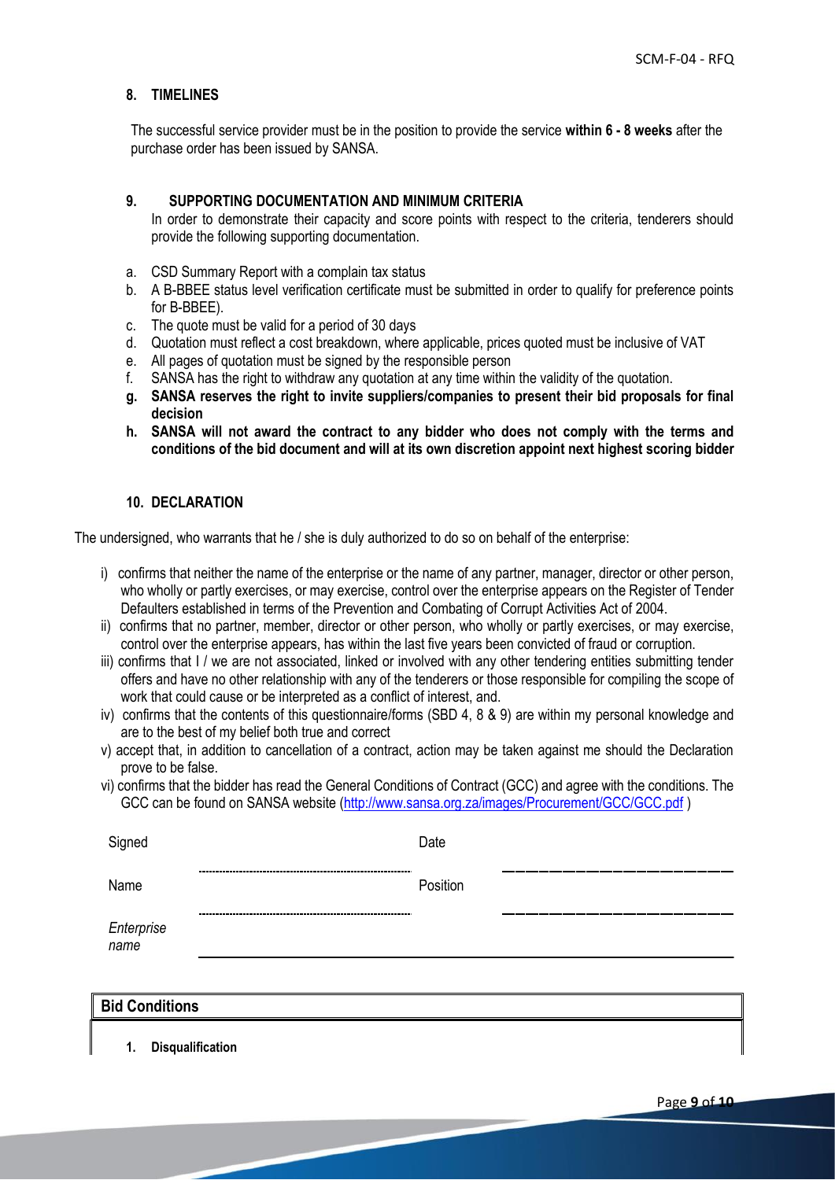## 8. TIMELINES

The successful service provider must be in the position to provide the service **within 6 - 8 weeks** after the purchase order has been issued by SANSA.

## 9. SUPPORTING DOCUMENTATION AND MINIMUM CRITERIA

In order to demonstrate their capacity and score points with respect to the criteria, tenderers should provide the following supporting documentation.

a. CSD Summary Report with a complain tax status
b. A B-BBEE status level verification certificate must be submitted in order to qualify for preference points for B-BBEE).
c. The quote must be valid for a period of 30 days
d. Quotation must reflect a cost breakdown, where applicable, prices quoted must be inclusive of VAT
e. All pages of quotation must be signed by the responsible person
f. SANSA has the right to withdraw any quotation at any time within the validity of the quotation.
g. **SANSA reserves the right to invite suppliers/companies to present their bid proposals for final decision**
h. **SANSA will not award the contract to any bidder who does not comply with the terms and conditions of the bid document and will at its own discretion appoint next highest scoring bidder**

## 10. DECLARATION

The undersigned, who warrants that he / she is duly authorized to do so on behalf of the enterprise:

i) confirms that neither the name of the enterprise or the name of any partner, manager, director or other person, who wholly or partly exercises, or may exercise, control over the enterprise appears on the Register of Tender Defaulters established in terms of the Prevention and Combating of Corrupt Activities Act of 2004.
ii) confirms that no partner, member, director or other person, who wholly or partly exercises, or may exercise, control over the enterprise appears, has within the last five years been convicted of fraud or corruption.
iii) confirms that I / we are not associated, linked or involved with any other tendering entities submitting tender offers and have no other relationship with any of the tenderers or those responsible for compiling the scope of work that could cause or be interpreted as a conflict of interest, and.
iv) confirms that the contents of this questionnaire/forms (SBD 4, 8 & 9) are within my personal knowledge and are to the best of my belief both true and correct
v) accept that, in addition to cancellation of a contract, action may be taken against me should the Declaration prove to be false.
vi) confirms that the bidder has read the General Conditions of Contract (GCC) and agree with the conditions. The GCC can be found on SANSA website (http://www.sansa.org.za/images/Procurement/GCC/GCC.pdf )

| | | | |
|---|---|---|---|
| Signed | ........................ | Date | ________________ |
| Name | ........................ | Position | ________________ |
| *Enterprise name* | ________________ | | |

| **Bid Conditions** |
|---|
| **1. Disqualification** |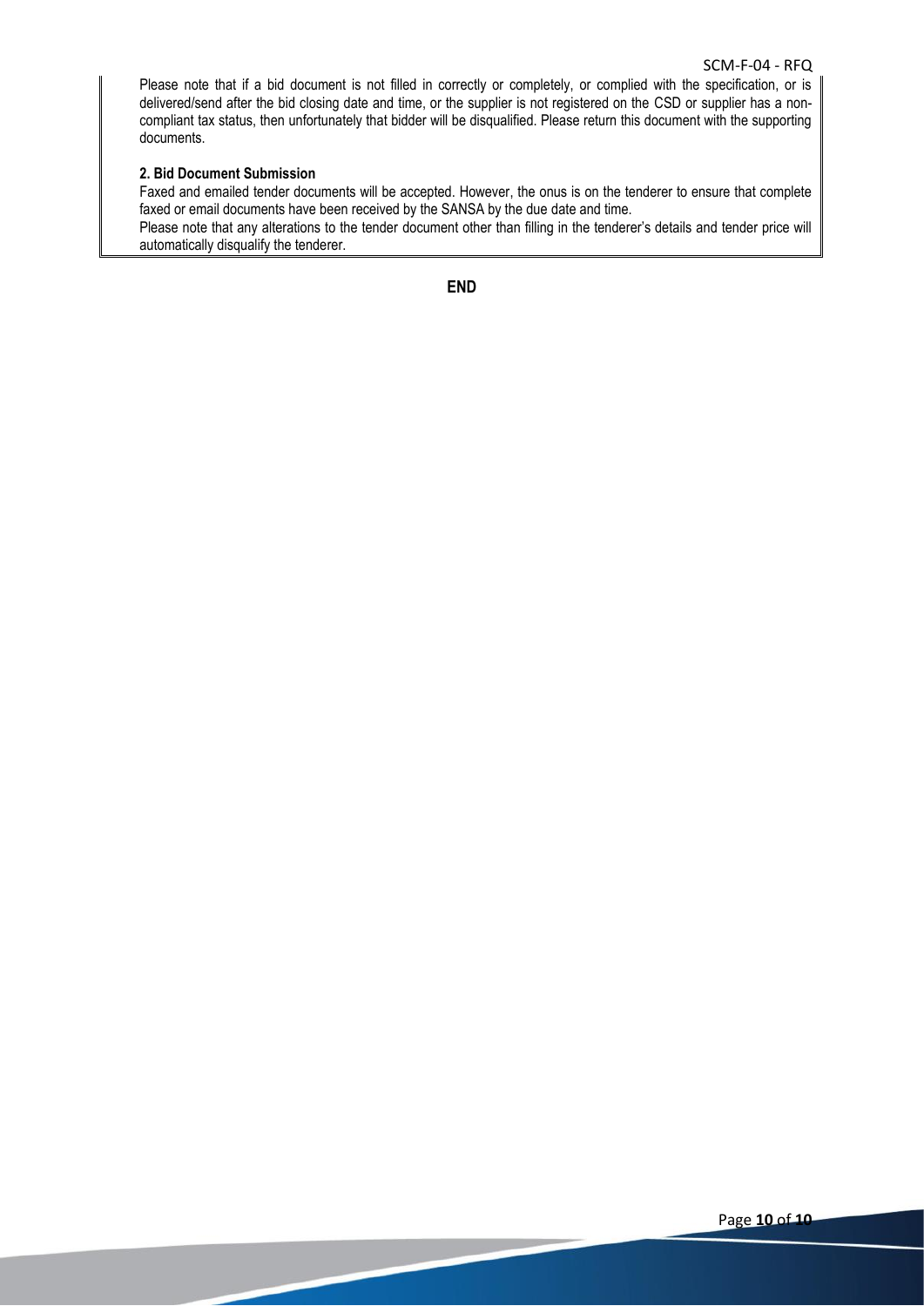Please note that if a bid document is not filled in correctly or completely, or complied with the specification, or is delivered/send after the bid closing date and time, or the supplier is not registered on the CSD or supplier has a non-compliant tax status, then unfortunately that bidder will be disqualified. Please return this document with the supporting documents.

**2. Bid Document Submission**

Faxed and emailed tender documents will be accepted. However, the onus is on the tenderer to ensure that complete faxed or email documents have been received by the SANSA by the due date and time.

Please note that any alterations to the tender document other than filling in the tenderer's details and tender price will automatically disqualify the tenderer.

**END**